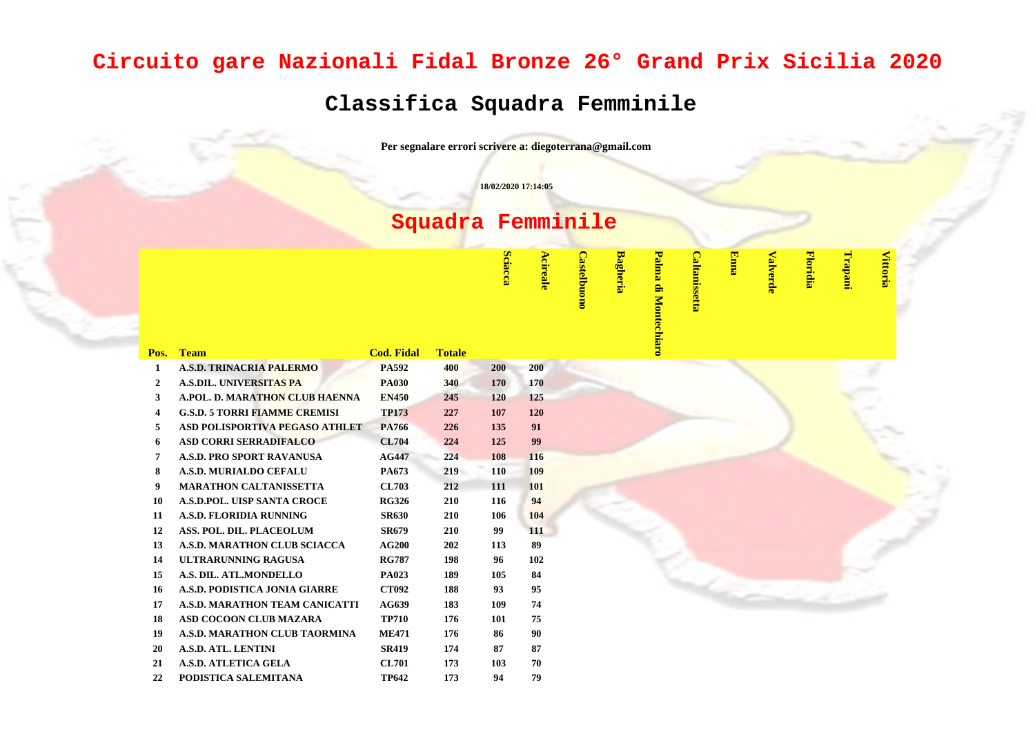# Circuito gare Nazionali Fidal Bronze 26° Grand Prix Sicilia 2020

## Classifica Squadra Femminile

**Per segnalare errori scrivere a: diegoterrana@gmail.com**

18/02/2020 17:14:05

## Squadra Femminile

| Pos. | Team | Cod. Fidal | Totale | Sciacca | Acireale | Castelbuono | Bagheria | Palma di Montechiaro | Caltanissetta | Enna | Valverde | Floridia | Trapani | Vittoria |
|---|---|---|---|---|---|---|---|---|---|---|---|---|---|---|
| 1 | A.S.D. TRINACRIA PALERMO | PA592 | 400 | 200 | 200 | | | | | | | | | |
| 2 | A.S.DIL. UNIVERSITAS PA | PA030 | 340 | 170 | 170 | | | | | | | | | |
| 3 | A.POL. D. MARATHON CLUB HAENNA | EN450 | 245 | 120 | 125 | | | | | | | | | |
| 4 | G.S.D. 5 TORRI FIAMME CREMISI | TP173 | 227 | 107 | 120 | | | | | | | | | |
| 5 | ASD POLISPORTIVA PEGASO ATHLET | PA766 | 226 | 135 | 91 | | | | | | | | | |
| 6 | ASD CORRI SERRADIFALCO | CL704 | 224 | 125 | 99 | | | | | | | | | |
| 7 | A.S.D. PRO SPORT RAVANUSA | AG447 | 224 | 108 | 116 | | | | | | | | | |
| 8 | A.S.D. MURIALDO CEFALU | PA673 | 219 | 110 | 109 | | | | | | | | | |
| 9 | MARATHON CALTANISSETTA | CL703 | 212 | 111 | 101 | | | | | | | | | |
| 10 | A.S.D.POL. UISP SANTA CROCE | RG326 | 210 | 116 | 94 | | | | | | | | | |
| 11 | A.S.D. FLORIDIA RUNNING | SR630 | 210 | 106 | 104 | | | | | | | | | |
| 12 | ASS. POL. DIL. PLACEOLUM | SR679 | 210 | 99 | 111 | | | | | | | | | |
| 13 | A.S.D. MARATHON CLUB SCIACCA | AG200 | 202 | 113 | 89 | | | | | | | | | |
| 14 | ULTRARUNNING RAGUSA | RG787 | 198 | 96 | 102 | | | | | | | | | |
| 15 | A.S. DIL. ATL.MONDELLO | PA023 | 189 | 105 | 84 | | | | | | | | | |
| 16 | A.S.D. PODISTICA JONIA GIARRE | CT092 | 188 | 93 | 95 | | | | | | | | | |
| 17 | A.S.D. MARATHON TEAM CANICATTI | AG639 | 183 | 109 | 74 | | | | | | | | | |
| 18 | ASD COCOON CLUB MAZARA | TP710 | 176 | 101 | 75 | | | | | | | | | |
| 19 | A.S.D. MARATHON CLUB TAORMINA | ME471 | 176 | 86 | 90 | | | | | | | | | |
| 20 | A.S.D. ATL. LENTINI | SR419 | 174 | 87 | 87 | | | | | | | | | |
| 21 | A.S.D. ATLETICA GELA | CL701 | 173 | 103 | 70 | | | | | | | | | |
| 22 | PODISTICA SALEMITANA | TP642 | 173 | 94 | 79 | | | | | | | | | |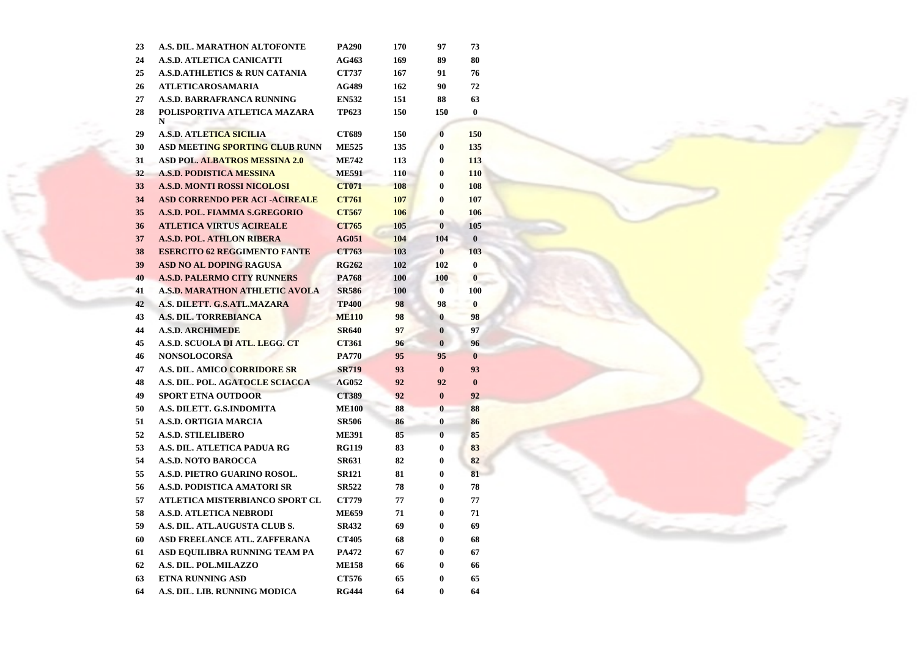| | | | | | |
|---|---|---|---|---|---|
| 23 | A.S. DIL. MARATHON ALTOFONTE | PA290 | 170 | 97 | 73 |
| 24 | A.S.D. ATLETICA CANICATTI | AG463 | 169 | 89 | 80 |
| 25 | A.S.D.ATHLETICS & RUN CATANIA | CT737 | 167 | 91 | 76 |
| 26 | ATLETICAROSAMARIA | AG489 | 162 | 90 | 72 |
| 27 | A.S.D. BARRAFRANCA RUNNING | EN532 | 151 | 88 | 63 |
| 28 | POLISPORTIVA ATLETICA MAZARA N | TP623 | 150 | 150 | 0 |
| 29 | A.S.D. ATLETICA SICILIA | CT689 | 150 | 0 | 150 |
| 30 | ASD MEETING SPORTING CLUB RUNN | ME525 | 135 | 0 | 135 |
| 31 | ASD POL. ALBATROS MESSINA 2.0 | ME742 | 113 | 0 | 113 |
| 32 | A.S.D. PODISTICA MESSINA | ME591 | 110 | 0 | 110 |
| 33 | A.S.D. MONTI ROSSI NICOLOSI | CT071 | 108 | 0 | 108 |
| 34 | ASD CORRENDO PER ACI -ACIREALE | CT761 | 107 | 0 | 107 |
| 35 | A.S.D. POL. FIAMMA S.GREGORIO | CT567 | 106 | 0 | 106 |
| 36 | ATLETICA VIRTUS ACIREALE | CT765 | 105 | 0 | 105 |
| 37 | A.S.D. POL. ATHLON RIBERA | AG051 | 104 | 104 | 0 |
| 38 | ESERCITO 62 REGGIMENTO FANTE | CT763 | 103 | 0 | 103 |
| 39 | ASD NO AL DOPING RAGUSA | RG262 | 102 | 102 | 0 |
| 40 | A.S.D. PALERMO CITY RUNNERS | PA768 | 100 | 100 | 0 |
| 41 | A.S.D. MARATHON ATHLETIC AVOLA | SR586 | 100 | 0 | 100 |
| 42 | A.S. DILETT. G.S.ATL.MAZARA | TP400 | 98 | 98 | 0 |
| 43 | A.S. DIL. TORREBIANCA | ME110 | 98 | 0 | 98 |
| 44 | A.S.D. ARCHIMEDE | SR640 | 97 | 0 | 97 |
| 45 | A.S.D. SCUOLA DI ATL. LEGG. CT | CT361 | 96 | 0 | 96 |
| 46 | NONSOLOCORSA | PA770 | 95 | 95 | 0 |
| 47 | A.S. DIL. AMICO CORRIDORE SR | SR719 | 93 | 0 | 93 |
| 48 | A.S. DIL. POL. AGATOCLE SCIACCA | AG052 | 92 | 92 | 0 |
| 49 | SPORT ETNA OUTDOOR | CT389 | 92 | 0 | 92 |
| 50 | A.S. DILETT. G.S.INDOMITA | ME100 | 88 | 0 | 88 |
| 51 | A.S.D. ORTIGIA MARCIA | SR506 | 86 | 0 | 86 |
| 52 | A.S.D. STILELIBERO | ME391 | 85 | 0 | 85 |
| 53 | A.S. DIL. ATLETICA PADUA RG | RG119 | 83 | 0 | 83 |
| 54 | A.S.D. NOTO BAROCCA | SR631 | 82 | 0 | 82 |
| 55 | A.S.D. PIETRO GUARINO ROSOL. | SR121 | 81 | 0 | 81 |
| 56 | A.S.D. PODISTICA AMATORI SR | SR522 | 78 | 0 | 78 |
| 57 | ATLETICA MISTERBIANCO SPORT CL | CT779 | 77 | 0 | 77 |
| 58 | A.S.D. ATLETICA NEBRODI | ME659 | 71 | 0 | 71 |
| 59 | A.S. DIL. ATL.AUGUSTA CLUB S. | SR432 | 69 | 0 | 69 |
| 60 | ASD FREELANCE ATL. ZAFFERANA | CT405 | 68 | 0 | 68 |
| 61 | ASD EQUILIBRA RUNNING TEAM PA | PA472 | 67 | 0 | 67 |
| 62 | A.S. DIL. POL.MILAZZO | ME158 | 66 | 0 | 66 |
| 63 | ETNA RUNNING ASD | CT576 | 65 | 0 | 65 |
| 64 | A.S. DIL. LIB. RUNNING MODICA | RG444 | 64 | 0 | 64 |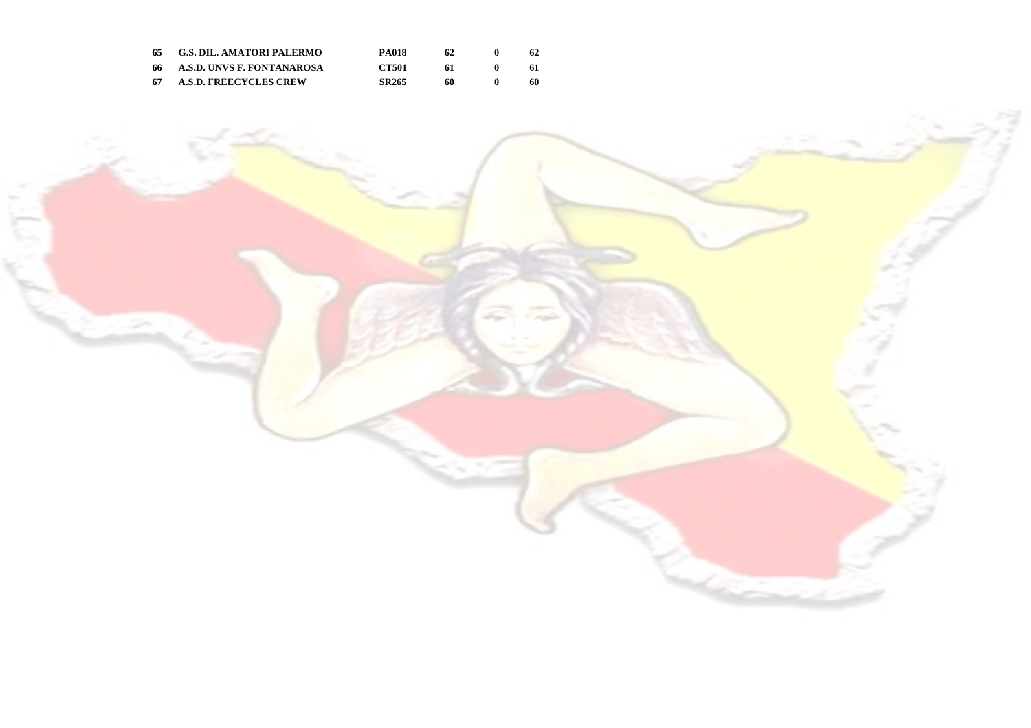| | | | | | |
|---|---|---|---|---|---|
| 65 | G.S. DIL. AMATORI PALERMO | PA018 | 62 | 0 | 62 |
| 66 | A.S.D. UNVS F. FONTANAROSA | CT501 | 61 | 0 | 61 |
| 67 | A.S.D. FREECYCLES CREW | SR265 | 60 | 0 | 60 |